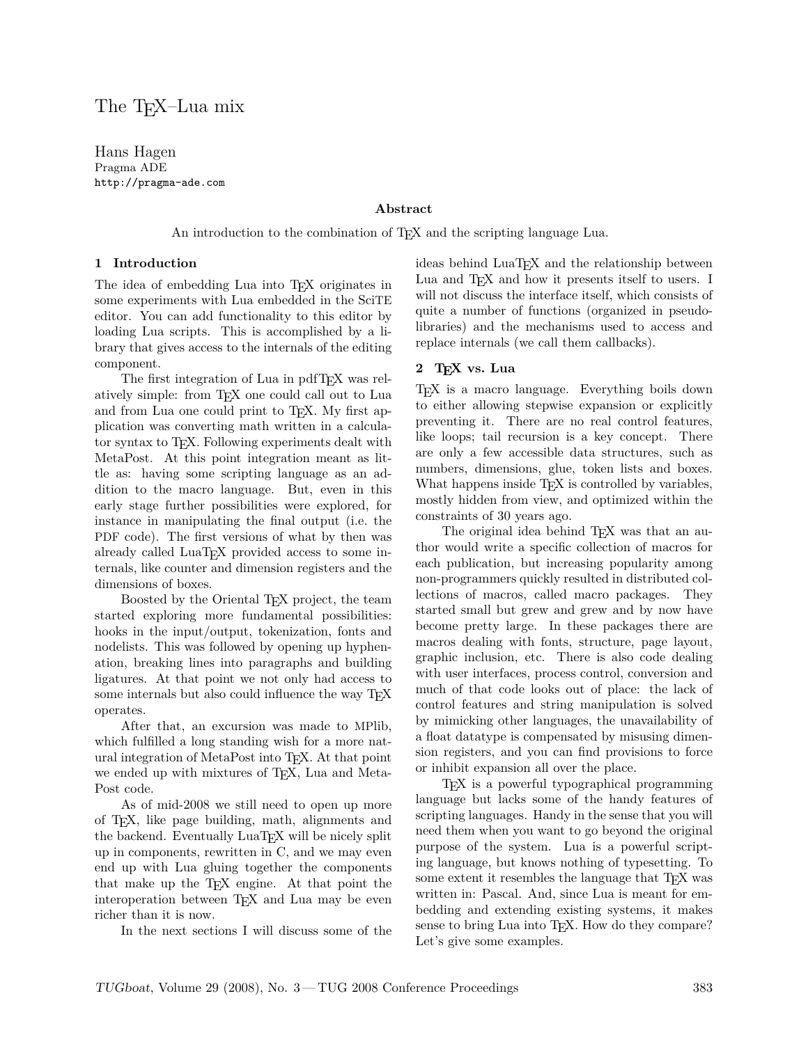# The TEX–Lua mix

Hans Hagen
Pragma ADE
http://pragma-ade.com

### Abstract

An introduction to the combination of TEX and the scripting language Lua.

## 1 Introduction

The idea of embedding Lua into TEX originates in some experiments with Lua embedded in the SciTE editor. You can add functionality to this editor by loading Lua scripts. This is accomplished by a library that gives access to the internals of the editing component.

The first integration of Lua in pdfTEX was relatively simple: from TEX one could call out to Lua and from Lua one could print to TEX. My first application was converting math written in a calculator syntax to TEX. Following experiments dealt with MetaPost. At this point integration meant as little as: having some scripting language as an addition to the macro language. But, even in this early stage further possibilities were explored, for instance in manipulating the final output (i.e. the PDF code). The first versions of what by then was already called LuaTEX provided access to some internals, like counter and dimension registers and the dimensions of boxes.

Boosted by the Oriental TEX project, the team started exploring more fundamental possibilities: hooks in the input/output, tokenization, fonts and nodelists. This was followed by opening up hyphenation, breaking lines into paragraphs and building ligatures. At that point we not only had access to some internals but also could influence the way TEX operates.

After that, an excursion was made to MPlib, which fulfilled a long standing wish for a more natural integration of MetaPost into TEX. At that point we ended up with mixtures of TEX, Lua and MetaPost code.

As of mid-2008 we still need to open up more of TEX, like page building, math, alignments and the backend. Eventually LuaTEX will be nicely split up in components, rewritten in C, and we may even end up with Lua gluing together the components that make up the TEX engine. At that point the interoperation between TEX and Lua may be even richer than it is now.

In the next sections I will discuss some of the ideas behind LuaTEX and the relationship between Lua and TEX and how it presents itself to users. I will not discuss the interface itself, which consists of quite a number of functions (organized in pseudo-libraries) and the mechanisms used to access and replace internals (we call them callbacks).

## 2 TEX vs. Lua

TEX is a macro language. Everything boils down to either allowing stepwise expansion or explicitly preventing it. There are no real control features, like loops; tail recursion is a key concept. There are only a few accessible data structures, such as numbers, dimensions, glue, token lists and boxes. What happens inside TEX is controlled by variables, mostly hidden from view, and optimized within the constraints of 30 years ago.

The original idea behind TEX was that an author would write a specific collection of macros for each publication, but increasing popularity among non-programmers quickly resulted in distributed collections of macros, called macro packages. They started small but grew and grew and by now have become pretty large. In these packages there are macros dealing with fonts, structure, page layout, graphic inclusion, etc. There is also code dealing with user interfaces, process control, conversion and much of that code looks out of place: the lack of control features and string manipulation is solved by mimicking other languages, the unavailability of a float datatype is compensated by misusing dimension registers, and you can find provisions to force or inhibit expansion all over the place.

TEX is a powerful typographical programming language but lacks some of the handy features of scripting languages. Handy in the sense that you will need them when you want to go beyond the original purpose of the system. Lua is a powerful scripting language, but knows nothing of typesetting. To some extent it resembles the language that TEX was written in: Pascal. And, since Lua is meant for embedding and extending existing systems, it makes sense to bring Lua into TEX. How do they compare? Let's give some examples.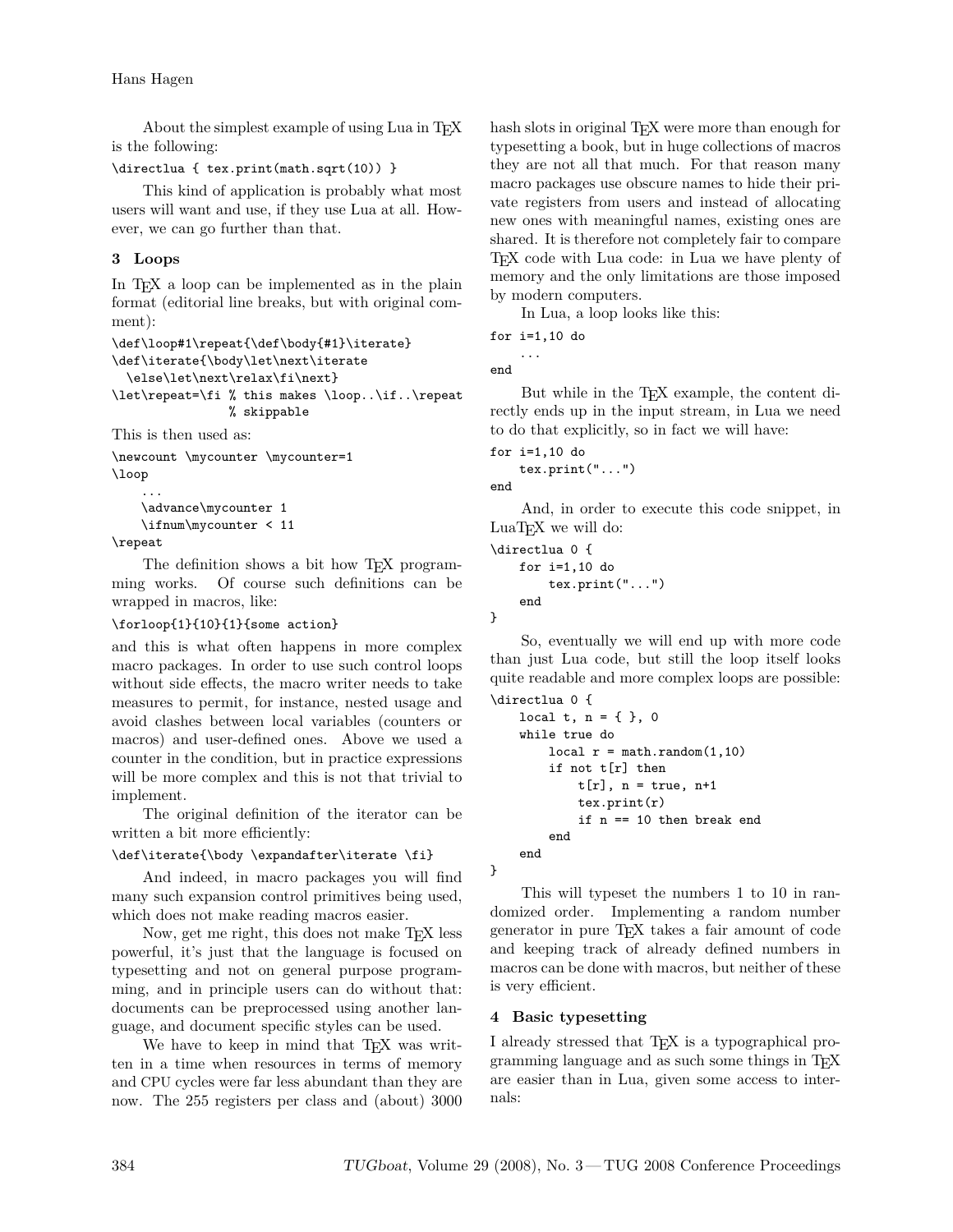About the simplest example of using Lua in TEX is the following:

```
\directlua { tex.print(math.sqrt(10)) }
```

This kind of application is probably what most users will want and use, if they use Lua at all. However, we can go further than that.

## 3 Loops

In TEX a loop can be implemented as in the plain format (editorial line breaks, but with original comment):

```
\def\loop#1\repeat{\def\body{#1}\iterate}
\def\iterate{\body\let\next\iterate
  \else\let\next\relax\fi\next}
\let\repeat=\fi % this makes \loop..\if..\repeat
                % skippable
```

This is then used as:

```
\newcount \mycounter \mycounter=1
\loop
    ...
    \advance\mycounter 1
    \ifnum\mycounter < 11
\repeat
```

The definition shows a bit how TEX programming works. Of course such definitions can be wrapped in macros, like:

```
\forloop{1}{10}{1}{some action}
```

and this is what often happens in more complex macro packages. In order to use such control loops without side effects, the macro writer needs to take measures to permit, for instance, nested usage and avoid clashes between local variables (counters or macros) and user-defined ones. Above we used a counter in the condition, but in practice expressions will be more complex and this is not that trivial to implement.

The original definition of the iterator can be written a bit more efficiently:

```
\def\iterate{\body \expandafter\iterate \fi}
```

And indeed, in macro packages you will find many such expansion control primitives being used, which does not make reading macros easier.

Now, get me right, this does not make TEX less powerful, it's just that the language is focused on typesetting and not on general purpose programming, and in principle users can do without that: documents can be preprocessed using another language, and document specific styles can be used.

We have to keep in mind that TEX was written in a time when resources in terms of memory and CPU cycles were far less abundant than they are now. The 255 registers per class and (about) 3000 hash slots in original TEX were more than enough for typesetting a book, but in huge collections of macros they are not all that much. For that reason many macro packages use obscure names to hide their private registers from users and instead of allocating new ones with meaningful names, existing ones are shared. It is therefore not completely fair to compare TEX code with Lua code: in Lua we have plenty of memory and the only limitations are those imposed by modern computers.

In Lua, a loop looks like this:

```
for i=1,10 do
    ...
end
```

But while in the TEX example, the content directly ends up in the input stream, in Lua we need to do that explicitly, so in fact we will have:

```
for i=1,10 do
    tex.print("...")
end
```

And, in order to execute this code snippet, in LuaTEX we will do:

```
\directlua 0 {
    for i=1,10 do
        tex.print("...")
    end
}
```

So, eventually we will end up with more code than just Lua code, but still the loop itself looks quite readable and more complex loops are possible:

```
\directlua 0 {
    local t, n = { }, 0
    while true do
        local r = math.random(1,10)
        if not t[r] then
            t[r], n = true, n+1
            tex.print(r)
            if n == 10 then break end
        end
    end
}
```

This will typeset the numbers 1 to 10 in randomized order. Implementing a random number generator in pure TEX takes a fair amount of code and keeping track of already defined numbers in macros can be done with macros, but neither of these is very efficient.

## 4 Basic typesetting

I already stressed that TEX is a typographical programming language and as such some things in TEX are easier than in Lua, given some access to internals: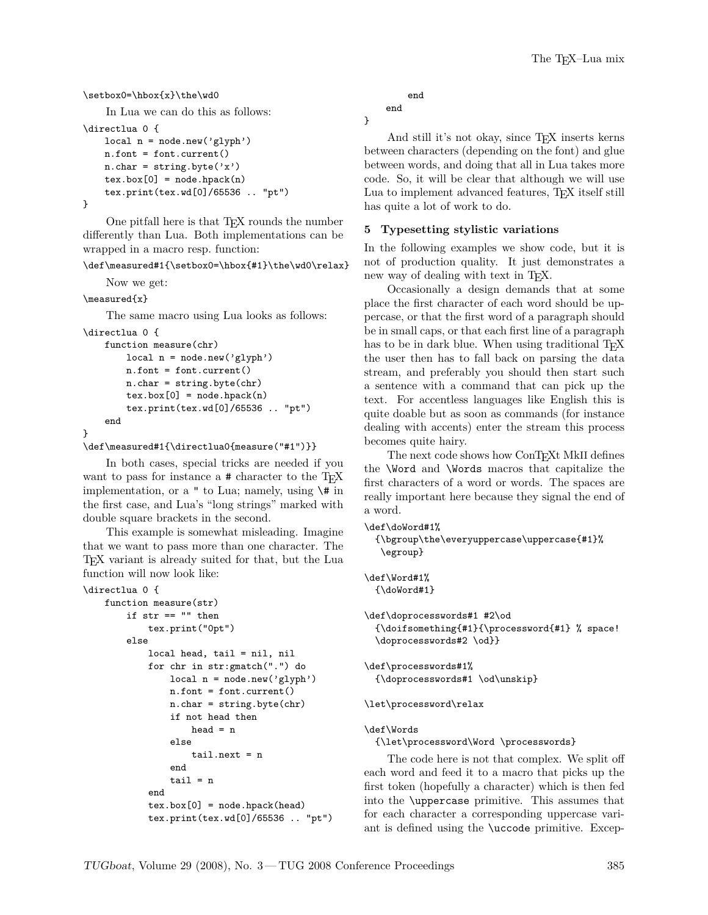```
\setbox0=\hbox{x}\the\wd0
```

In Lua we can do this as follows:

```
\directlua 0 {
    local n = node.new('glyph')
    n.font = font.current()
    n.char = string.byte('x')
    tex.box[0] = node.hpack(n)
    tex.print(tex.wd[0]/65536 .. "pt")
}
```

One pitfall here is that TEX rounds the number differently than Lua. Both implementations can be wrapped in a macro resp. function:

```
\def\measured#1{\setbox0=\hbox{#1}\the\wd0\relax}
```

Now we get:

```
\measured{x}
```

The same macro using Lua looks as follows:

```
\directlua 0 {
    function measure(chr)
        local n = node.new('glyph')
        n.font = font.current()
        n.char = string.byte(chr)
        tex.box[0] = node.hpack(n)
        tex.print(tex.wd[0]/65536 .. "pt")
    end
}
\def\measured#1{\directlua0{measure("#1")}}
```

In both cases, special tricks are needed if you want to pass for instance a # character to the TEX implementation, or a " to Lua; namely, using \# in the first case, and Lua's "long strings" marked with double square brackets in the second.

This example is somewhat misleading. Imagine that we want to pass more than one character. The TEX variant is already suited for that, but the Lua function will now look like:

```
\directlua 0 {
    function measure(str)
        if str == "" then
            tex.print("0pt")
        else
            local head, tail = nil, nil
            for chr in str:gmatch(".") do
                local n = node.new('glyph')
                n.font = font.current()
                n.char = string.byte(chr)
                if not head then
                    head = n
                else
                    tail.next = n
                end
                tail = n
            end
            tex.box[0] = node.hpack(head)
            tex.print(tex.wd[0]/65536 .. "pt")
        end
    end
}
```

And still it's not okay, since TEX inserts kerns between characters (depending on the font) and glue between words, and doing that all in Lua takes more code. So, it will be clear that although we will use Lua to implement advanced features, TEX itself still has quite a lot of work to do.

## 5 Typesetting stylistic variations

In the following examples we show code, but it is not of production quality. It just demonstrates a new way of dealing with text in TEX.

Occasionally a design demands that at some place the first character of each word should be uppercase, or that the first word of a paragraph should be in small caps, or that each first line of a paragraph has to be in dark blue. When using traditional TEX the user then has to fall back on parsing the data stream, and preferably you should then start such a sentence with a command that can pick up the text. For accentless languages like English this is quite doable but as soon as commands (for instance dealing with accents) enter the stream this process becomes quite hairy.

The next code shows how ConTEXt MkII defines the \Word and \Words macros that capitalize the first characters of a word or words. The spaces are really important here because they signal the end of a word.

```
\def\doWord#1%
  {\bgroup\the\everyuppercase\uppercase{#1}%
   \egroup}

\def\Word#1%
  {\doWord#1}

\def\doprocesswords#1 #2\od
  {\doifsomething{#1}{\processword{#1} % space!
  \doprocesswords#2 \od}}

\def\processwords#1%
  {\doprocesswords#1 \od\unskip}

\let\processword\relax

\def\Words
  {\let\processword\Word \processwords}
```

The code here is not that complex. We split off each word and feed it to a macro that picks up the first token (hopefully a character) which is then fed into the \uppercase primitive. This assumes that for each character a corresponding uppercase variant is defined using the \uccode primitive. Excep-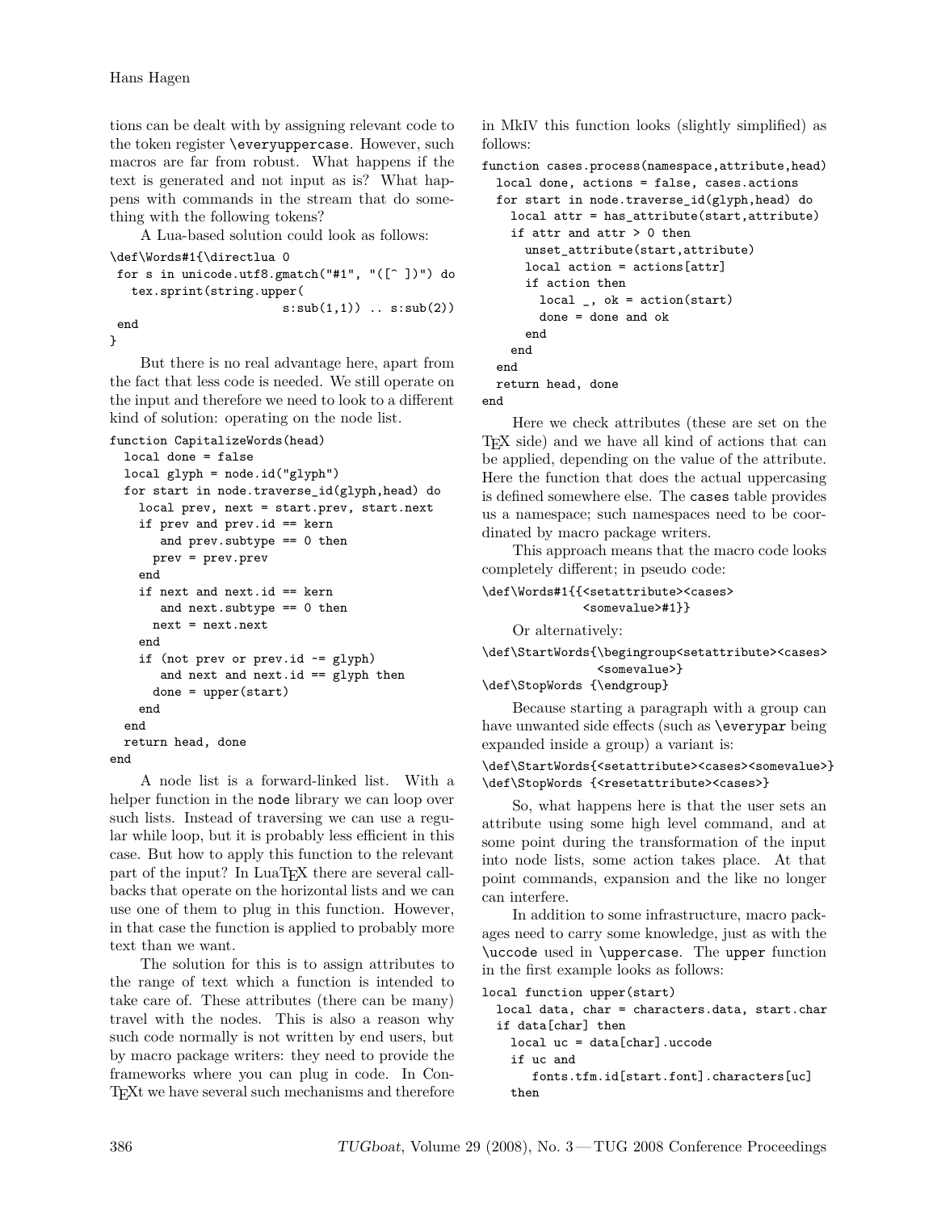tions can be dealt with by assigning relevant code to the token register `\everyuppercase`. However, such macros are far from robust. What happens if the text is generated and not input as is? What happens with commands in the stream that do something with the following tokens?

A Lua-based solution could look as follows:

```
\def\Words#1{\directlua 0
 for s in unicode.utf8.gmatch("#1", "([^ ])") do
   tex.sprint(string.upper(
                        s:sub(1,1)) .. s:sub(2))
 end
}
```

But there is no real advantage here, apart from the fact that less code is needed. We still operate on the input and therefore we need to look to a different kind of solution: operating on the node list.

```
function CapitalizeWords(head)
  local done = false
  local glyph = node.id("glyph")
  for start in node.traverse_id(glyph,head) do
    local prev, next = start.prev, start.next
    if prev and prev.id == kern
       and prev.subtype == 0 then
      prev = prev.prev
    end
    if next and next.id == kern
       and next.subtype == 0 then
      next = next.next
    end
    if (not prev or prev.id ~= glyph)
       and next and next.id == glyph then
      done = upper(start)
    end
  end
  return head, done
end
```

A node list is a forward-linked list. With a helper function in the `node` library we can loop over such lists. Instead of traversing we can use a regular while loop, but it is probably less efficient in this case. But how to apply this function to the relevant part of the input? In LuaTeX there are several callbacks that operate on the horizontal lists and we can use one of them to plug in this function. However, in that case the function is applied to probably more text than we want.

The solution for this is to assign attributes to the range of text which a function is intended to take care of. These attributes (there can be many) travel with the nodes. This is also a reason why such code normally is not written by end users, but by macro package writers: they need to provide the frameworks where you can plug in code. In ConTeXt we have several such mechanisms and therefore in MkIV this function looks (slightly simplified) as follows:

```
function cases.process(namespace,attribute,head)
  local done, actions = false, cases.actions
  for start in node.traverse_id(glyph,head) do
    local attr = has_attribute(start,attribute)
    if attr and attr > 0 then
      unset_attribute(start,attribute)
      local action = actions[attr]
      if action then
        local _, ok = action(start)
        done = done and ok
      end
    end
  end
  return head, done
end
```

Here we check attributes (these are set on the TeX side) and we have all kind of actions that can be applied, depending on the value of the attribute. Here the function that does the actual uppercasing is defined somewhere else. The `cases` table provides us a namespace; such namespaces need to be coordinated by macro package writers.

This approach means that the macro code looks completely different; in pseudo code:

```
\def\Words#1{{<setattribute><cases>
              <somevalue>#1}}
```

Or alternatively:

```
\def\StartWords{\begingroup<setattribute><cases>
                 <somevalue>}
\def\StopWords {\endgroup}
```

Because starting a paragraph with a group can have unwanted side effects (such as `\everypar` being expanded inside a group) a variant is:

```
\def\StartWords{<setattribute><cases><somevalue>}
\def\StopWords {<resetattribute><cases>}
```

So, what happens here is that the user sets an attribute using some high level command, and at some point during the transformation of the input into node lists, some action takes place. At that point commands, expansion and the like no longer can interfere.

In addition to some infrastructure, macro packages need to carry some knowledge, just as with the `\uccode` used in `\uppercase`. The `upper` function in the first example looks as follows:

```
local function upper(start)
  local data, char = characters.data, start.char
  if data[char] then
    local uc = data[char].uccode
    if uc and
       fonts.tfm.id[start.font].characters[uc]
    then
```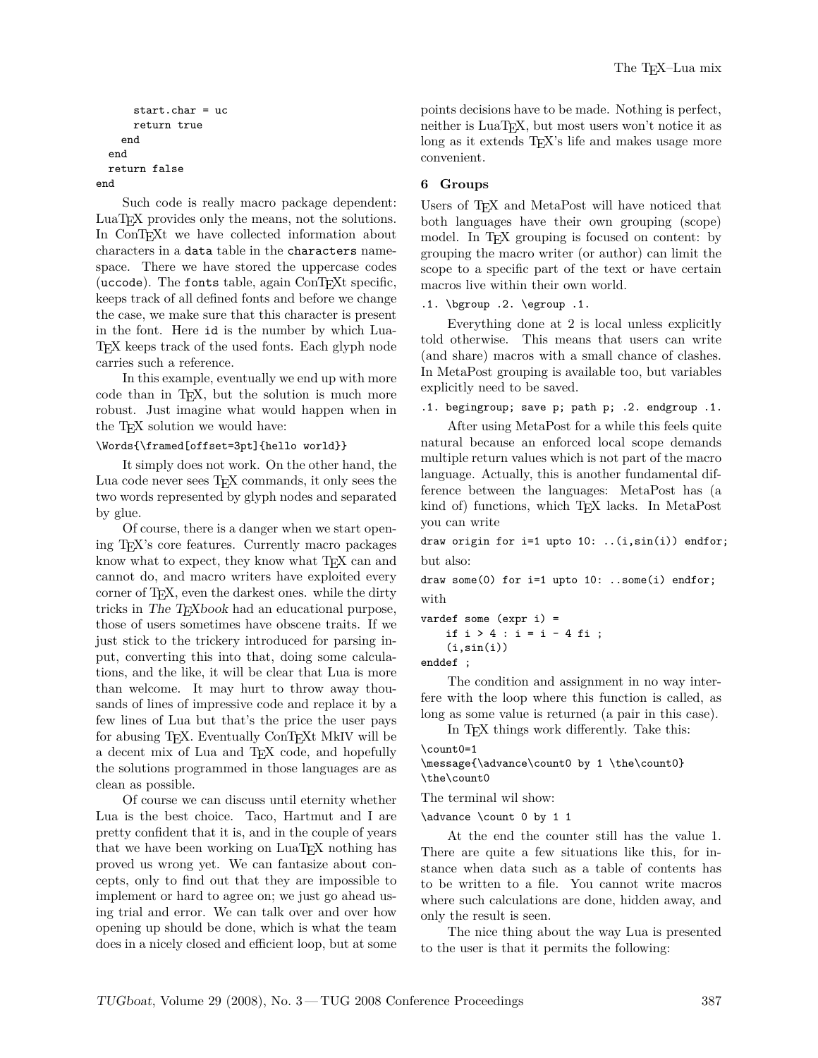```
      start.char = uc
      return true
    end
  end
  return false
end
```

Such code is really macro package dependent: LuaTeX provides only the means, not the solutions. In ConTeXt we have collected information about characters in a `data` table in the `characters` namespace. There we have stored the uppercase codes (`uccode`). The `fonts` table, again ConTeXt specific, keeps track of all defined fonts and before we change the case, we make sure that this character is present in the font. Here `id` is the number by which LuaTeX keeps track of the used fonts. Each glyph node carries such a reference.

In this example, eventually we end up with more code than in TeX, but the solution is much more robust. Just imagine what would happen when in the TeX solution we would have:

```
\Words{\framed[offset=3pt]{hello world}}
```

It simply does not work. On the other hand, the Lua code never sees TeX commands, it only sees the two words represented by glyph nodes and separated by glue.

Of course, there is a danger when we start opening TeX's core features. Currently macro packages know what to expect, they know what TeX can and cannot do, and macro writers have exploited every corner of TeX, even the darkest ones. while the dirty tricks in *The TeXbook* had an educational purpose, those of users sometimes have obscene traits. If we just stick to the trickery introduced for parsing input, converting this into that, doing some calculations, and the like, it will be clear that Lua is more than welcome. It may hurt to throw away thousands of lines of impressive code and replace it by a few lines of Lua but that's the price the user pays for abusing TeX. Eventually ConTeXt MkIV will be a decent mix of Lua and TeX code, and hopefully the solutions programmed in those languages are as clean as possible.

Of course we can discuss until eternity whether Lua is the best choice. Taco, Hartmut and I are pretty confident that it is, and in the couple of years that we have been working on LuaTeX nothing has proved us wrong yet. We can fantasize about concepts, only to find out that they are impossible to implement or hard to agree on; we just go ahead using trial and error. We can talk over and over how opening up should be done, which is what the team does in a nicely closed and efficient loop, but at some points decisions have to be made. Nothing is perfect, neither is LuaTeX, but most users won't notice it as long as it extends TeX's life and makes usage more convenient.

## 6 Groups

Users of TeX and MetaPost will have noticed that both languages have their own grouping (scope) model. In TeX grouping is focused on content: by grouping the macro writer (or author) can limit the scope to a specific part of the text or have certain macros live within their own world.

```
.1. \bgroup .2. \egroup .1.
```

Everything done at 2 is local unless explicitly told otherwise. This means that users can write (and share) macros with a small chance of clashes. In MetaPost grouping is available too, but variables explicitly need to be saved.

```
.1. begingroup; save p; path p; .2. endgroup .1.
```

After using MetaPost for a while this feels quite natural because an enforced local scope demands multiple return values which is not part of the macro language. Actually, this is another fundamental difference between the languages: MetaPost has (a kind of) functions, which TeX lacks. In MetaPost you can write

```
draw origin for i=1 upto 10: ..(i,sin(i)) endfor;
```

but also:

```
draw some(0) for i=1 upto 10: ..some(i) endfor;
```

with

```
vardef some (expr i) =
    if i > 4 : i = i - 4 fi ;
    (i,sin(i))
enddef ;
```

The condition and assignment in no way interfere with the loop where this function is called, as long as some value is returned (a pair in this case).

In TeX things work differently. Take this:

```
\count0=1
\message{\advance\count0 by 1 \the\count0}
\the\count0
```

The terminal wil show:

```
\advance \count 0 by 1 1
```

At the end the counter still has the value 1. There are quite a few situations like this, for instance when data such as a table of contents has to be written to a file. You cannot write macros where such calculations are done, hidden away, and only the result is seen.

The nice thing about the way Lua is presented to the user is that it permits the following: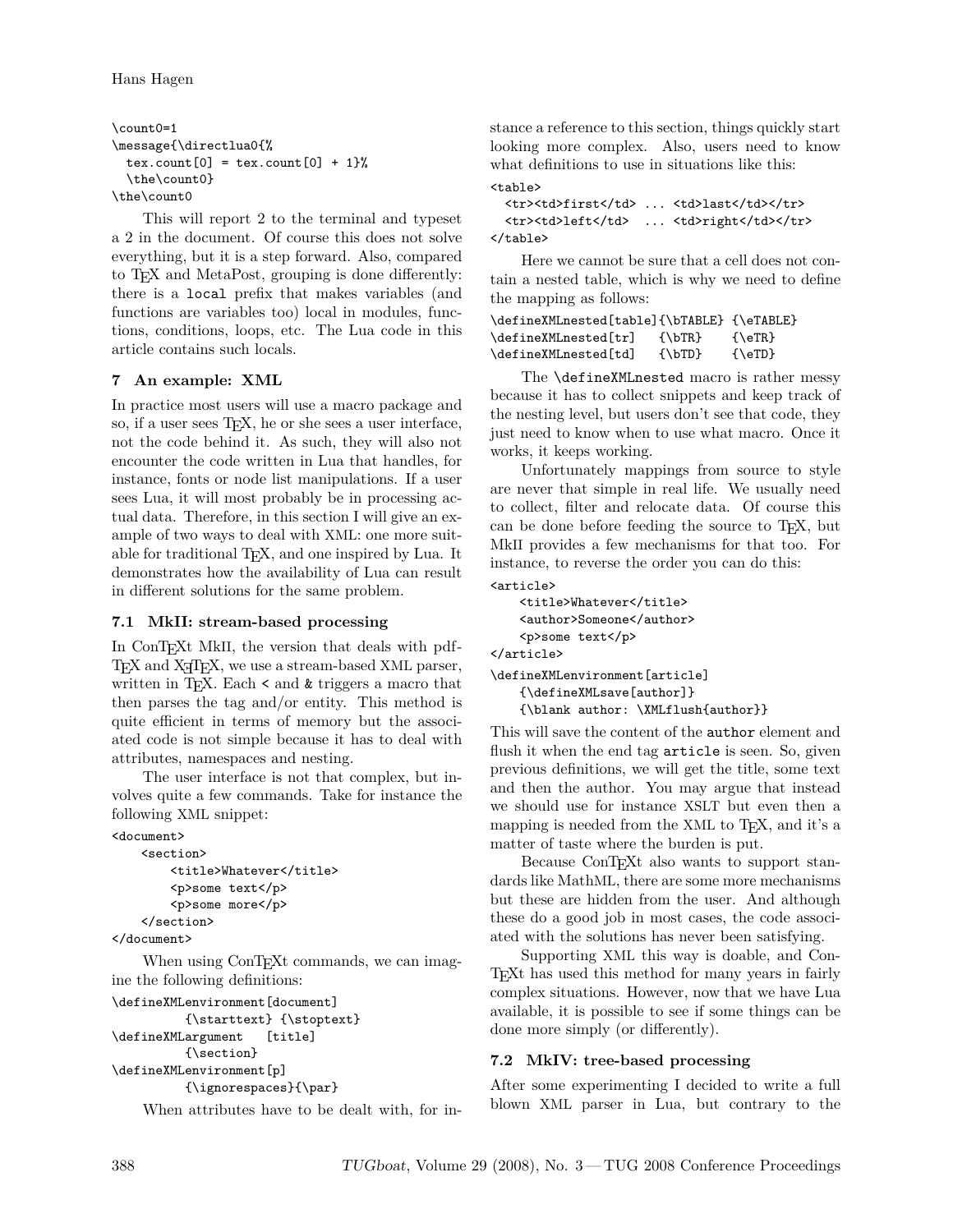```
\count0=1
\message{\directlua0{%
  tex.count[0] = tex.count[0] + 1}%
  \the\count0}
\the\count0
```

This will report 2 to the terminal and typeset a 2 in the document. Of course this does not solve everything, but it is a step forward. Also, compared to TeX and MetaPost, grouping is done differently: there is a `local` prefix that makes variables (and functions are variables too) local in modules, functions, conditions, loops, etc. The Lua code in this article contains such locals.

### 7 An example: XML

In practice most users will use a macro package and so, if a user sees TeX, he or she sees a user interface, not the code behind it. As such, they will also not encounter the code written in Lua that handles, for instance, fonts or node list manipulations. If a user sees Lua, it will most probably be in processing actual data. Therefore, in this section I will give an example of two ways to deal with XML: one more suitable for traditional TeX, and one inspired by Lua. It demonstrates how the availability of Lua can result in different solutions for the same problem.

#### 7.1 MkII: stream-based processing

In ConTeXt MkII, the version that deals with pdfTeX and XeTeX, we use a stream-based XML parser, written in TeX. Each `<` and `&` triggers a macro that then parses the tag and/or entity. This method is quite efficient in terms of memory but the associated code is not simple because it has to deal with attributes, namespaces and nesting.

The user interface is not that complex, but involves quite a few commands. Take for instance the following XML snippet:

```
<document>
    <section>
        <title>Whatever</title>
        <p>some text</p>
        <p>some more</p>
    </section>
</document>
```

When using ConTeXt commands, we can imagine the following definitions:

```
\defineXMLenvironment[document]
         {\starttext} {\stoptext}
\defineXMLargument   [title]
         {\section}
\defineXMLenvironment[p]
         {\ignorespaces}{\par}
```

When attributes have to be dealt with, for instance a reference to this section, things quickly start looking more complex. Also, users need to know what definitions to use in situations like this:

```
<table>
  <tr><td>first</td> ... <td>last</td></tr>
  <tr><td>left</td>  ... <td>right</td></tr>
</table>
```

Here we cannot be sure that a cell does not contain a nested table, which is why we need to define the mapping as follows:

```
\defineXMLnested[table]{\bTABLE} {\eTABLE}
\defineXMLnested[tr]   {\bTR}    {\eTR}
\defineXMLnested[td]   {\bTD}    {\eTD}
```

The `\defineXMLnested` macro is rather messy because it has to collect snippets and keep track of the nesting level, but users don't see that code, they just need to know when to use what macro. Once it works, it keeps working.

Unfortunately mappings from source to style are never that simple in real life. We usually need to collect, filter and relocate data. Of course this can be done before feeding the source to TeX, but MkII provides a few mechanisms for that too. For instance, to reverse the order you can do this:

```
<article>
    <title>Whatever</title>
    <author>Someone</author>
    <p>some text</p>
</article>
```

```
\defineXMLenvironment[article]
    {\defineXMLsave[author]}
    {\blank author: \XMLflush{author}}
```

This will save the content of the `author` element and flush it when the end tag `article` is seen. So, given previous definitions, we will get the title, some text and then the author. You may argue that instead we should use for instance XSLT but even then a mapping is needed from the XML to TeX, and it's a matter of taste where the burden is put.

Because ConTeXt also wants to support standards like MathML, there are some more mechanisms but these are hidden from the user. And although these do a good job in most cases, the code associated with the solutions has never been satisfying.

Supporting XML this way is doable, and ConTeXt has used this method for many years in fairly complex situations. However, now that we have Lua available, it is possible to see if some things can be done more simply (or differently).

#### 7.2 MkIV: tree-based processing

After some experimenting I decided to write a full blown XML parser in Lua, but contrary to the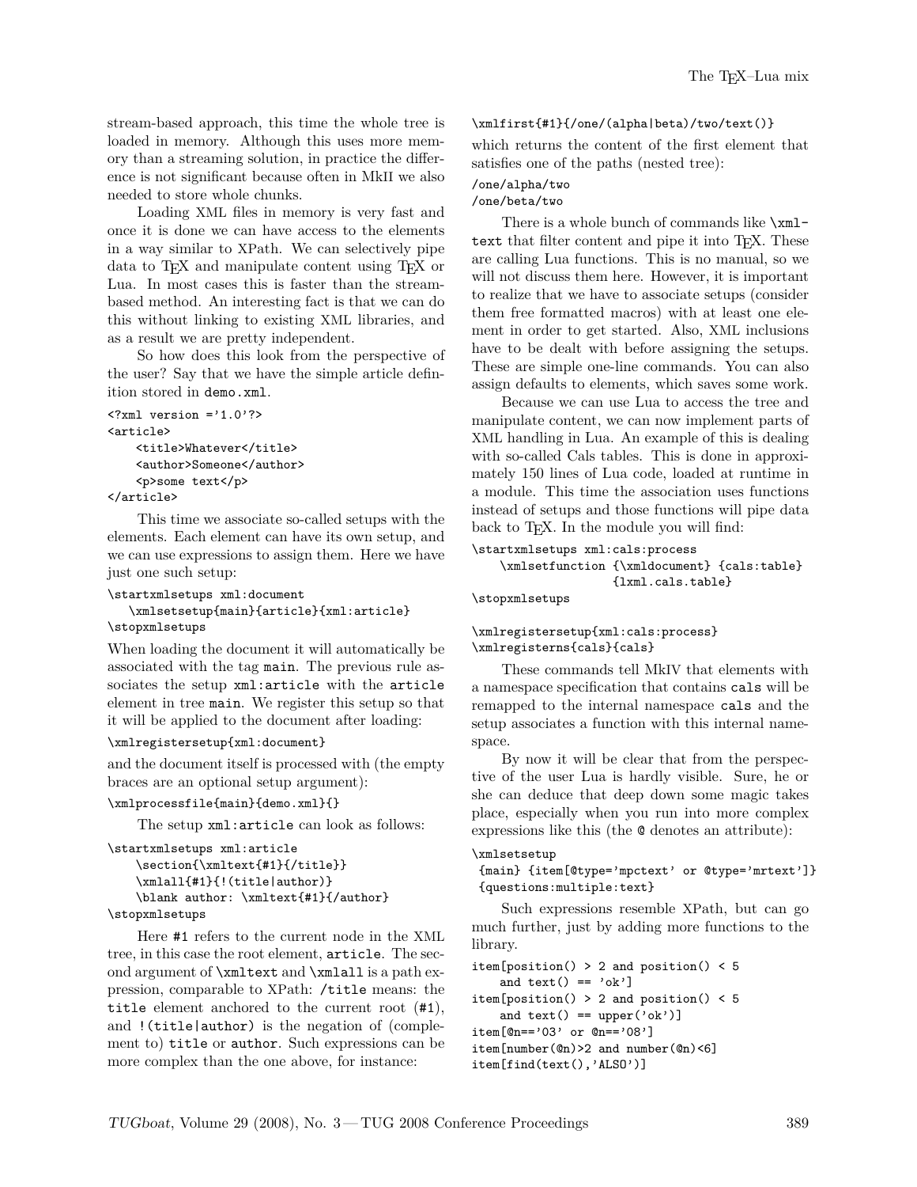stream-based approach, this time the whole tree is loaded in memory. Although this uses more memory than a streaming solution, in practice the difference is not significant because often in MkII we also needed to store whole chunks.

Loading XML files in memory is very fast and once it is done we can have access to the elements in a way similar to XPath. We can selectively pipe data to TEX and manipulate content using TEX or Lua. In most cases this is faster than the stream-based method. An interesting fact is that we can do this without linking to existing XML libraries, and as a result we are pretty independent.

So how does this look from the perspective of the user? Say that we have the simple article definition stored in `demo.xml`.

```
<?xml version ='1.0'?>
<article>
    <title>Whatever</title>
    <author>Someone</author>
    <p>some text</p>
</article>
```

This time we associate so-called setups with the elements. Each element can have its own setup, and we can use expressions to assign them. Here we have just one such setup:

```
\startxmlsetups xml:document
   \xmlsetsetup{main}{article}{xml:article}
\stopxmlsetups
```

When loading the document it will automatically be associated with the tag `main`. The previous rule associates the setup `xml:article` with the `article` element in tree `main`. We register this setup so that it will be applied to the document after loading:

```
\xmlregistersetup{xml:document}
```

and the document itself is processed with (the empty braces are an optional setup argument):

```
\xmlprocessfile{main}{demo.xml}{}
```

The setup `xml:article` can look as follows:

```
\startxmlsetups xml:article
    \section{\xmltext{#1}{/title}}
    \xmlall{#1}{!(title|author)}
    \blank author: \xmltext{#1}{/author}
\stopxmlsetups
```

Here `#1` refers to the current node in the XML tree, in this case the root element, `article`. The second argument of `\xmltext` and `\xmlall` is a path expression, comparable to XPath: `/title` means: the `title` element anchored to the current root (`#1`), and `!(title|author)` is the negation of (complement to) `title` or `author`. Such expressions can be more complex than the one above, for instance:

```
\xmlfirst{#1}{/one/(alpha|beta)/two/text()}
```

which returns the content of the first element that satisfies one of the paths (nested tree):

```
/one/alpha/two
/one/beta/two
```

There is a whole bunch of commands like `\xmltext` that filter content and pipe it into TEX. These are calling Lua functions. This is no manual, so we will not discuss them here. However, it is important to realize that we have to associate setups (consider them free formatted macros) with at least one element in order to get started. Also, XML inclusions have to be dealt with before assigning the setups. These are simple one-line commands. You can also assign defaults to elements, which saves some work.

Because we can use Lua to access the tree and manipulate content, we can now implement parts of XML handling in Lua. An example of this is dealing with so-called Cals tables. This is done in approximately 150 lines of Lua code, loaded at runtime in a module. This time the association uses functions instead of setups and those functions will pipe data back to TEX. In the module you will find:

```
\startxmlsetups xml:cals:process
    \xmlsetfunction {\xmldocument} {cals:table}
                    {lxml.cals.table}
\stopxmlsetups

\xmlregistersetup{xml:cals:process}
\xmlregisterns{cals}{cals}
```

These commands tell MkIV that elements with a namespace specification that contains `cals` will be remapped to the internal namespace `cals` and the setup associates a function with this internal namespace.

By now it will be clear that from the perspective of the user Lua is hardly visible. Sure, he or she can deduce that deep down some magic takes place, especially when you run into more complex expressions like this (the `@` denotes an attribute):

```
\xmlsetsetup
 {main} {item[@type='mpctext' or @type='mrtext']}
 {questions:multiple:text}
```

Such expressions resemble XPath, but can go much further, just by adding more functions to the library.

```
item[position() > 2 and position() < 5
    and text() == 'ok']
item[position() > 2 and position() < 5
    and text() == upper('ok')]
item[@n=='03' or @n=='08']
item[number(@n)>2 and number(@n)<6]
item[find(text(),'ALSO')]
```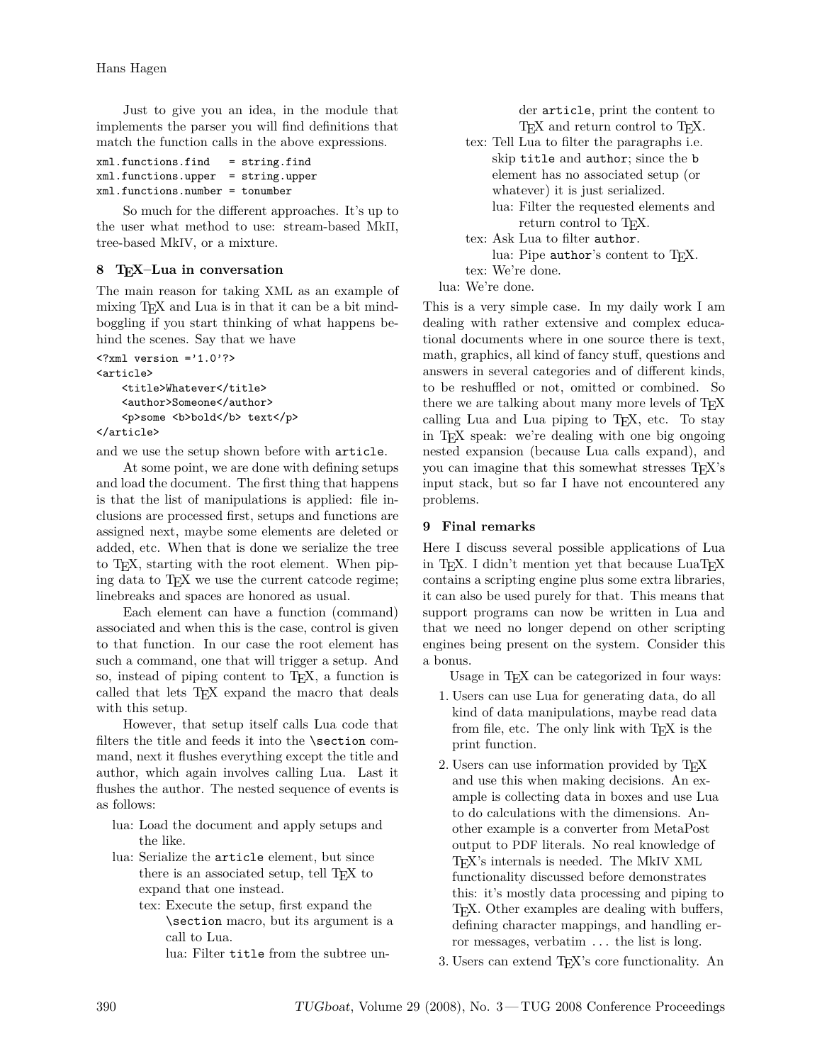Just to give you an idea, in the module that implements the parser you will find definitions that match the function calls in the above expressions.

```
xml.functions.find   = string.find
xml.functions.upper  = string.upper
xml.functions.number = tonumber
```

So much for the different approaches. It's up to the user what method to use: stream-based MkII, tree-based MkIV, or a mixture.

## 8 TeX–Lua in conversation

The main reason for taking XML as an example of mixing TeX and Lua is in that it can be a bit mind-boggling if you start thinking of what happens behind the scenes. Say that we have

```
<?xml version ='1.0'?>
<article>
    <title>Whatever</title>
    <author>Someone</author>
    <p>some <b>bold</b> text</p>
</article>
```

and we use the setup shown before with `article`.

At some point, we are done with defining setups and load the document. The first thing that happens is that the list of manipulations is applied: file inclusions are processed first, setups and functions are assigned next, maybe some elements are deleted or added, etc. When that is done we serialize the tree to TeX, starting with the root element. When piping data to TeX we use the current catcode regime; linebreaks and spaces are honored as usual.

Each element can have a function (command) associated and when this is the case, control is given to that function. In our case the root element has such a command, one that will trigger a setup. And so, instead of piping content to TeX, a function is called that lets TeX expand the macro that deals with this setup.

However, that setup itself calls Lua code that filters the title and feeds it into the `\section` command, next it flushes everything except the title and author, which again involves calling Lua. Last it flushes the author. The nested sequence of events is as follows:

- lua: Load the document and apply setups and the like.
- lua: Serialize the `article` element, but since there is an associated setup, tell TeX to expand that one instead.
  - tex: Execute the setup, first expand the `\section` macro, but its argument is a call to Lua.
    - lua: Filter `title` from the subtree under `article`, print the content to TeX and return control to TeX.
  - tex: Tell Lua to filter the paragraphs i.e. skip `title` and `author`; since the `b` element has no associated setup (or whatever) it is just serialized.
    - lua: Filter the requested elements and return control to TeX.
  - tex: Ask Lua to filter `author`.
    - lua: Pipe `author`'s content to TeX.
  - tex: We're done.
- lua: We're done.

This is a very simple case. In my daily work I am dealing with rather extensive and complex educational documents where in one source there is text, math, graphics, all kind of fancy stuff, questions and answers in several categories and of different kinds, to be reshuffled or not, omitted or combined. So there we are talking about many more levels of TeX calling Lua and Lua piping to TeX, etc. To stay in TeX speak: we're dealing with one big ongoing nested expansion (because Lua calls expand), and you can imagine that this somewhat stresses TeX's input stack, but so far I have not encountered any problems.

## 9 Final remarks

Here I discuss several possible applications of Lua in TeX. I didn't mention yet that because LuaTeX contains a scripting engine plus some extra libraries, it can also be used purely for that. This means that support programs can now be written in Lua and that we need no longer depend on other scripting engines being present on the system. Consider this a bonus.

Usage in TeX can be categorized in four ways:

1. Users can use Lua for generating data, do all kind of data manipulations, maybe read data from file, etc. The only link with TeX is the print function.
2. Users can use information provided by TeX and use this when making decisions. An example is collecting data in boxes and use Lua to do calculations with the dimensions. Another example is a converter from MetaPost output to PDF literals. No real knowledge of TeX's internals is needed. The MkIV XML functionality discussed before demonstrates this: it's mostly data processing and piping to TeX. Other examples are dealing with buffers, defining character mappings, and handling error messages, verbatim ... the list is long.
3. Users can extend TeX's core functionality. An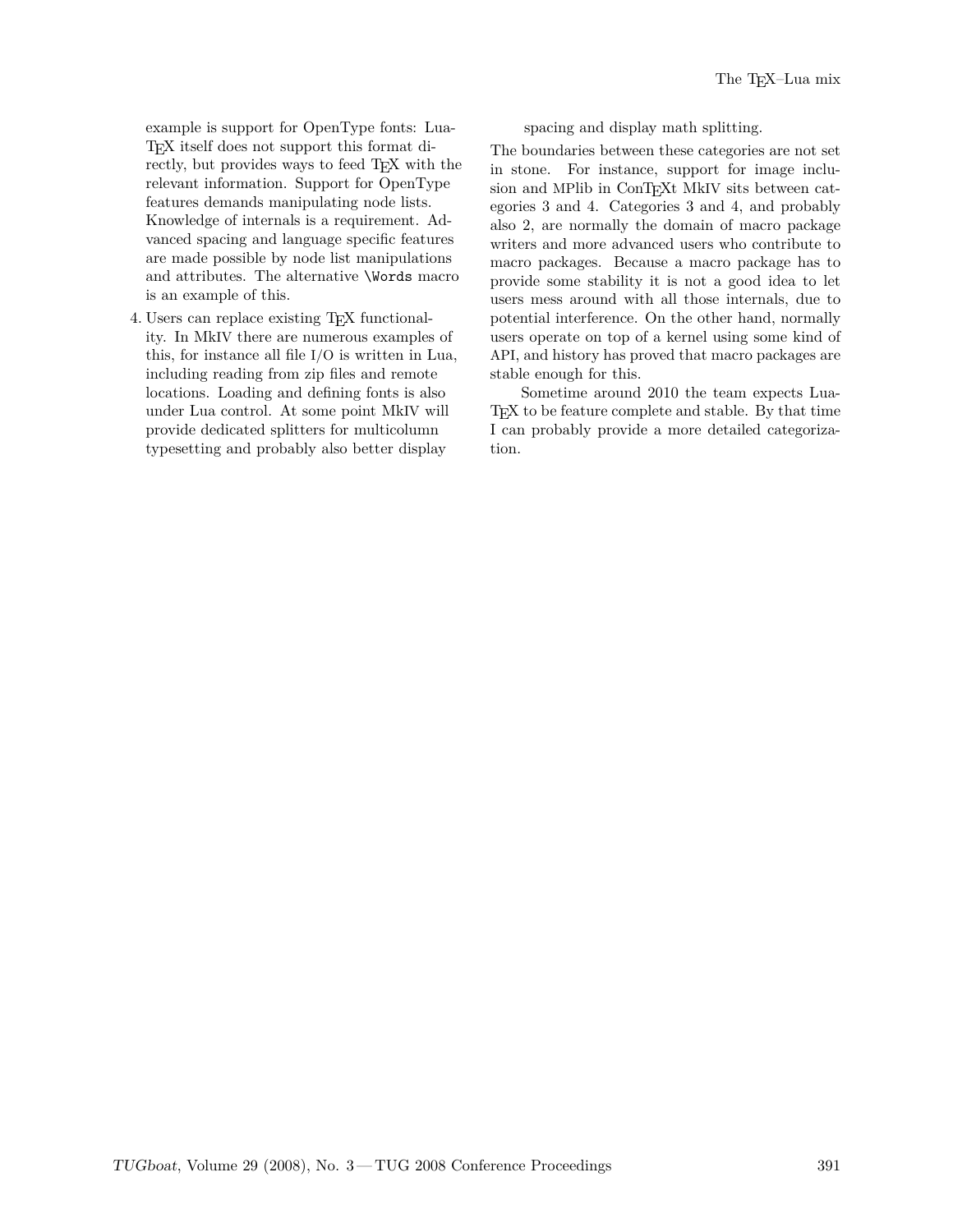example is support for OpenType fonts: LuaTeX itself does not support this format directly, but provides ways to feed TeX with the relevant information. Support for OpenType features demands manipulating node lists. Knowledge of internals is a requirement. Advanced spacing and language specific features are made possible by node list manipulations and attributes. The alternative `\Words` macro is an example of this.

4. Users can replace existing TeX functionality. In MkIV there are numerous examples of this, for instance all file I/O is written in Lua, including reading from zip files and remote locations. Loading and defining fonts is also under Lua control. At some point MkIV will provide dedicated splitters for multicolumn typesetting and probably also better display spacing and display math splitting.

The boundaries between these categories are not set in stone. For instance, support for image inclusion and MPlib in ConTeXt MkIV sits between categories 3 and 4. Categories 3 and 4, and probably also 2, are normally the domain of macro package writers and more advanced users who contribute to macro packages. Because a macro package has to provide some stability it is not a good idea to let users mess around with all those internals, due to potential interference. On the other hand, normally users operate on top of a kernel using some kind of API, and history has proved that macro packages are stable enough for this.

Sometime around 2010 the team expects LuaTeX to be feature complete and stable. By that time I can probably provide a more detailed categorization.